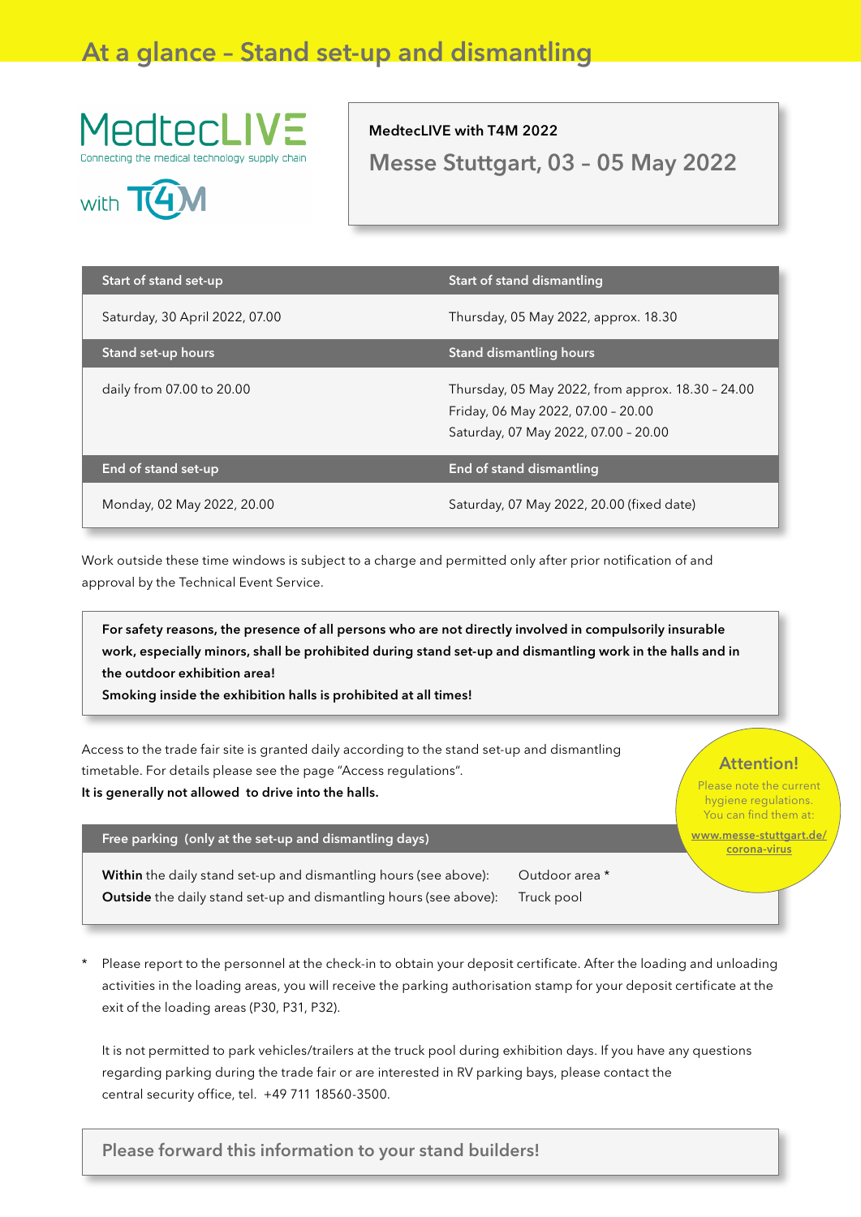# At a glance – Stand set-up and dismantling

MedtecLIVE
Connecting the medical technology supply chain
with T4M

**MedtecLIVE with T4M 2022**

## Messe Stuttgart, 03 – 05 May 2022

| Start of stand set-up | Start of stand dismantling |
|---|---|
| Saturday, 30 April 2022, 07.00 | Thursday, 05 May 2022, approx. 18.30 |
| **Stand set-up hours** | **Stand dismantling hours** |
| daily from 07.00 to 20.00 | Thursday, 05 May 2022, from approx. 18.30 – 24.00<br>Friday, 06 May 2022, 07.00 – 20.00<br>Saturday, 07 May 2022, 07.00 – 20.00 |
| **End of stand set-up** | **End of stand dismantling** |
| Monday, 02 May 2022, 20.00 | Saturday, 07 May 2022, 20.00 (fixed date) |

Work outside these time windows is subject to a charge and permitted only after prior notification of and approval by the Technical Event Service.

**For safety reasons, the presence of all persons who are not directly involved in compulsorily insurable work, especially minors, shall be prohibited during stand set-up and dismantling work in the halls and in the outdoor exhibition area!**
**Smoking inside the exhibition halls is prohibited at all times!**

Access to the trade fair site is granted daily according to the stand set-up and dismantling timetable. For details please see the page "Access regulations".
**It is generally not allowed to drive into the halls.**

**Attention!**
Please note the current hygiene regulations. You can find them at:
www.messe-stuttgart.de/corona-virus

| Free parking (only at the set-up and dismantling days) | |
|---|---|
| **Within** the daily stand set-up and dismantling hours (see above): | Outdoor area * |
| **Outside** the daily stand set-up and dismantling hours (see above): | Truck pool |

\* Please report to the personnel at the check-in to obtain your deposit certificate. After the loading and unloading activities in the loading areas, you will receive the parking authorisation stamp for your deposit certificate at the exit of the loading areas (P30, P31, P32).

It is not permitted to park vehicles/trailers at the truck pool during exhibition days. If you have any questions regarding parking during the trade fair or are interested in RV parking bays, please contact the central security office, tel. +49 711 18560-3500.

**Please forward this information to your stand builders!**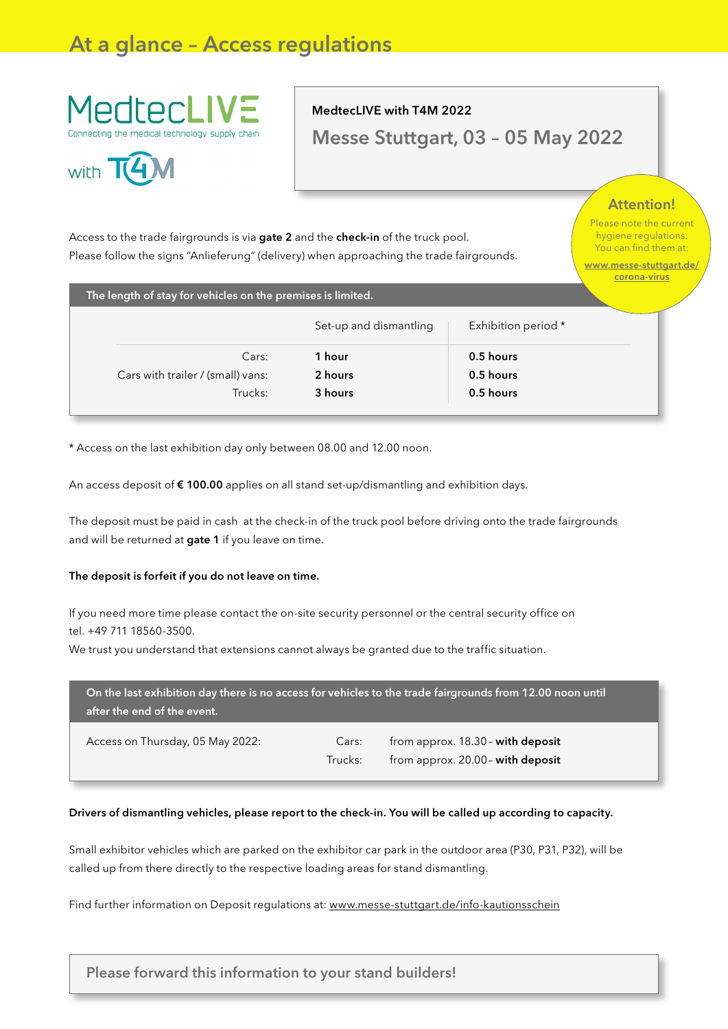# At a glance – Access regulations

MedtecLIVE
Connecting the medical technology supply chain
with T4M

**MedtecLIVE with T4M 2022**

## Messe Stuttgart, 03 – 05 May 2022

**Attention!**
Please note the current hygiene regulations. You can find them at:
**www.messe-stuttgart.de/corona-virus**

Access to the trade fairgrounds is via **gate 2** and the **check-in** of the truck pool.
Please follow the signs "Anlieferung" (delivery) when approaching the trade fairgrounds.

**The length of stay for vehicles on the premises is limited.**

| | Set-up and dismantling | Exhibition period * |
|---|---|---|
| Cars: | **1 hour** | **0.5 hours** |
| Cars with trailer / (small) vans: | **2 hours** | **0.5 hours** |
| Trucks: | **3 hours** | **0.5 hours** |

* Access on the last exhibition day only between 08.00 and 12.00 noon.

An access deposit of **€ 100.00** applies on all stand set-up/dismantling and exhibition days.

The deposit must be paid in cash at the check-in of the truck pool before driving onto the trade fairgrounds and will be returned at **gate 1** if you leave on time.

**The deposit is forfeit if you do not leave on time.**

If you need more time please contact the on-site security personnel or the central security office on tel. +49 711 18560-3500.
We trust you understand that extensions cannot always be granted due to the traffic situation.

**On the last exhibition day there is no access for vehicles to the trade fairgrounds from 12.00 noon until after the end of the event.**

| | | |
|---|---|---|
| Access on Thursday, 05 May 2022: | Cars: | from approx. 18.30 – **with deposit** |
| | Trucks: | from approx. 20.00 – **with deposit** |

**Drivers of dismantling vehicles, please report to the check-in. You will be called up according to capacity.**

Small exhibitor vehicles which are parked on the exhibitor car park in the outdoor area (P30, P31, P32), will be called up from there directly to the respective loading areas for stand dismantling.

Find further information on Deposit regulations at: www.messe-stuttgart.de/info-kautionsschein

**Please forward this information to your stand builders!**